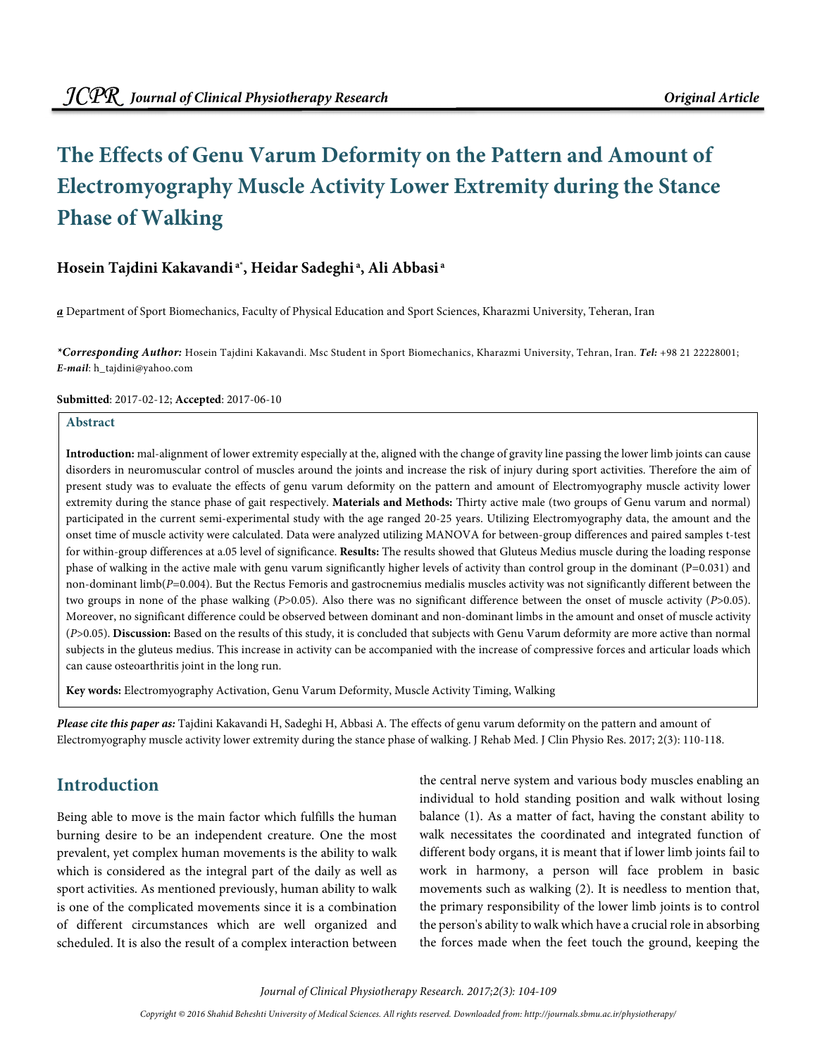# The Effects of Genu Varum Deformity on the Pattern and Amount of Electromyography Muscle Activity Lower Extremity during the Stance Phase of Walking

**Hosein Tajdini Kakavandi [a*], Heidar Sadeghi [a], Ali Abbasi [a]**

[a] Department of Sport Biomechanics, Faculty of Physical Education and Sport Sciences, Kharazmi University, Teheran, Iran

***Corresponding Author:** Hosein Tajdini Kakavandi. Msc Student in Sport Biomechanics, Kharazmi University, Tehran, Iran. ***Tel:*** +98 21 22228001; ***E-mail***: h_tajdini@yahoo.com

**Submitted**: 2017-02-12; **Accepted**: 2017-06-10

## Abstract

**Introduction:** mal-alignment of lower extremity especially at the, aligned with the change of gravity line passing the lower limb joints can cause disorders in neuromuscular control of muscles around the joints and increase the risk of injury during sport activities. Therefore the aim of present study was to evaluate the effects of genu varum deformity on the pattern and amount of Electromyography muscle activity lower extremity during the stance phase of gait respectively. **Materials and Methods:** Thirty active male (two groups of Genu varum and normal) participated in the current semi-experimental study with the age ranged 20-25 years. Utilizing Electromyography data, the amount and the onset time of muscle activity were calculated. Data were analyzed utilizing MANOVA for between-group differences and paired samples t-test for within-group differences at a.05 level of significance. **Results:** The results showed that Gluteus Medius muscle during the loading response phase of walking in the active male with genu varum significantly higher levels of activity than control group in the dominant (P=0.031) and non-dominant limb(*P*=0.004). But the Rectus Femoris and gastrocnemius medialis muscles activity was not significantly different between the two groups in none of the phase walking (*P*>0.05). Also there was no significant difference between the onset of muscle activity (*P*>0.05). Moreover, no significant difference could be observed between dominant and non-dominant limbs in the amount and onset of muscle activity (*P*>0.05). **Discussion:** Based on the results of this study, it is concluded that subjects with Genu Varum deformity are more active than normal subjects in the gluteus medius. This increase in activity can be accompanied with the increase of compressive forces and articular loads which can cause osteoarthritis joint in the long run.

**Key words:** Electromyography Activation, Genu Varum Deformity, Muscle Activity Timing, Walking

***Please cite this paper as:*** Tajdini Kakavandi H, Sadeghi H, Abbasi A. The effects of genu varum deformity on the pattern and amount of Electromyography muscle activity lower extremity during the stance phase of walking. J Rehab Med. J Clin Physio Res. 2017; 2(3): 110-118.

## Introduction

Being able to move is the main factor which fulfills the human burning desire to be an independent creature. One the most prevalent, yet complex human movements is the ability to walk which is considered as the integral part of the daily as well as sport activities. As mentioned previously, human ability to walk is one of the complicated movements since it is a combination of different circumstances which are well organized and scheduled. It is also the result of a complex interaction between the central nerve system and various body muscles enabling an individual to hold standing position and walk without losing balance (1). As a matter of fact, having the constant ability to walk necessitates the coordinated and integrated function of different body organs, it is meant that if lower limb joints fail to work in harmony, a person will face problem in basic movements such as walking (2). It is needless to mention that, the primary responsibility of the lower limb joints is to control the person's ability to walk which have a crucial role in absorbing the forces made when the feet touch the ground, keeping the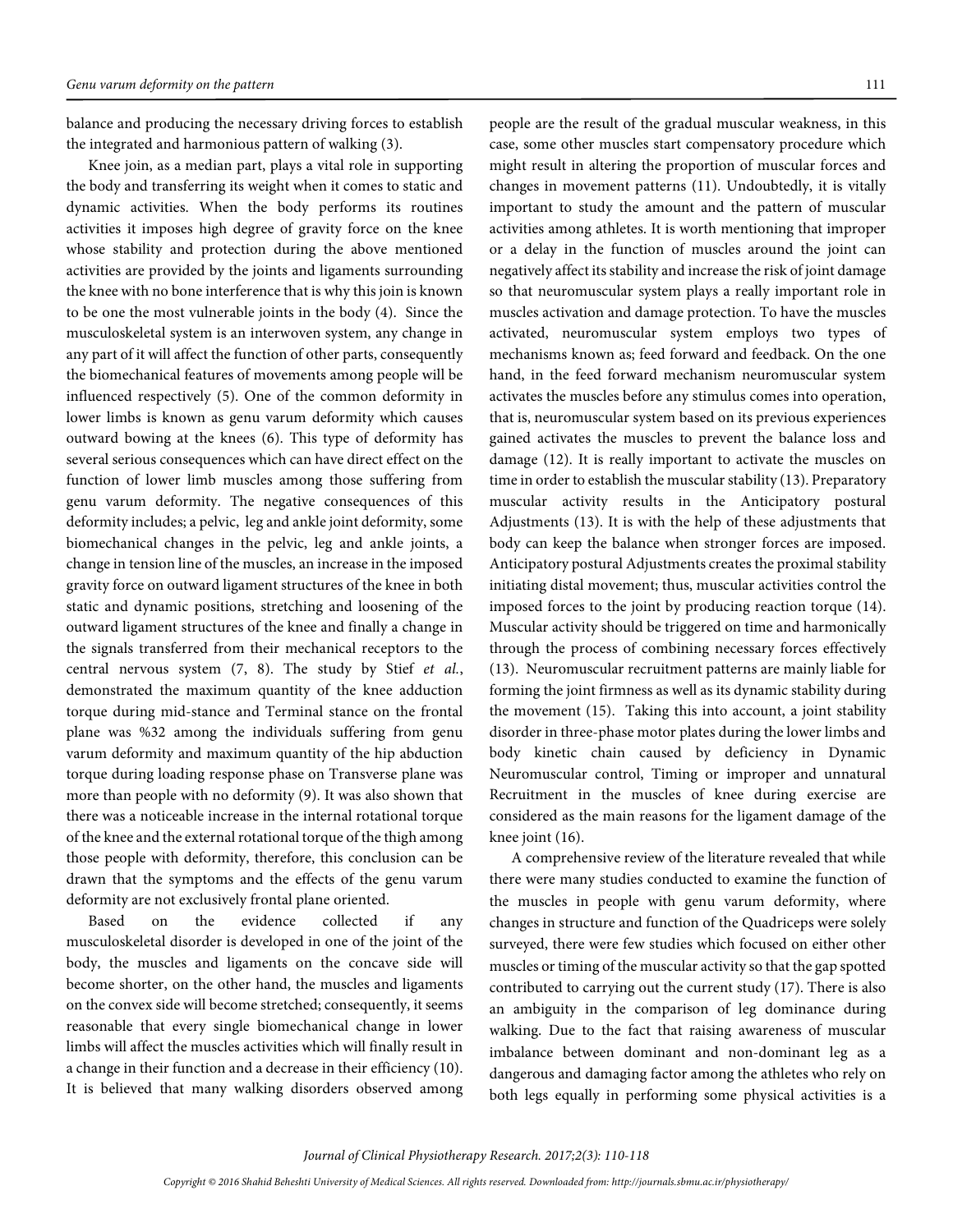balance and producing the necessary driving forces to establish the integrated and harmonious pattern of walking (3).

Knee join, as a median part, plays a vital role in supporting the body and transferring its weight when it comes to static and dynamic activities. When the body performs its routines activities it imposes high degree of gravity force on the knee whose stability and protection during the above mentioned activities are provided by the joints and ligaments surrounding the knee with no bone interference that is why this join is known to be one the most vulnerable joints in the body (4). Since the musculoskeletal system is an interwoven system, any change in any part of it will affect the function of other parts, consequently the biomechanical features of movements among people will be influenced respectively (5). One of the common deformity in lower limbs is known as genu varum deformity which causes outward bowing at the knees (6). This type of deformity has several serious consequences which can have direct effect on the function of lower limb muscles among those suffering from genu varum deformity. The negative consequences of this deformity includes; a pelvic, leg and ankle joint deformity, some biomechanical changes in the pelvic, leg and ankle joints, a change in tension line of the muscles, an increase in the imposed gravity force on outward ligament structures of the knee in both static and dynamic positions, stretching and loosening of the outward ligament structures of the knee and finally a change in the signals transferred from their mechanical receptors to the central nervous system (7, 8). The study by Stief *et al.*, demonstrated the maximum quantity of the knee adduction torque during mid-stance and Terminal stance on the frontal plane was %32 among the individuals suffering from genu varum deformity and maximum quantity of the hip abduction torque during loading response phase on Transverse plane was more than people with no deformity (9). It was also shown that there was a noticeable increase in the internal rotational torque of the knee and the external rotational torque of the thigh among those people with deformity, therefore, this conclusion can be drawn that the symptoms and the effects of the genu varum deformity are not exclusively frontal plane oriented.

Based on the evidence collected if any musculoskeletal disorder is developed in one of the joint of the body, the muscles and ligaments on the concave side will become shorter, on the other hand, the muscles and ligaments on the convex side will become stretched; consequently, it seems reasonable that every single biomechanical change in lower limbs will affect the muscles activities which will finally result in a change in their function and a decrease in their efficiency (10). It is believed that many walking disorders observed among people are the result of the gradual muscular weakness, in this case, some other muscles start compensatory procedure which might result in altering the proportion of muscular forces and changes in movement patterns (11). Undoubtedly, it is vitally important to study the amount and the pattern of muscular activities among athletes. It is worth mentioning that improper or a delay in the function of muscles around the joint can negatively affect its stability and increase the risk of joint damage so that neuromuscular system plays a really important role in muscles activation and damage protection. To have the muscles activated, neuromuscular system employs two types of mechanisms known as; feed forward and feedback. On the one hand, in the feed forward mechanism neuromuscular system activates the muscles before any stimulus comes into operation, that is, neuromuscular system based on its previous experiences gained activates the muscles to prevent the balance loss and damage (12). It is really important to activate the muscles on time in order to establish the muscular stability (13). Preparatory muscular activity results in the Anticipatory postural Adjustments (13). It is with the help of these adjustments that body can keep the balance when stronger forces are imposed. Anticipatory postural Adjustments creates the proximal stability initiating distal movement; thus, muscular activities control the imposed forces to the joint by producing reaction torque (14). Muscular activity should be triggered on time and harmonically through the process of combining necessary forces effectively (13). Neuromuscular recruitment patterns are mainly liable for forming the joint firmness as well as its dynamic stability during the movement (15). Taking this into account, a joint stability disorder in three-phase motor plates during the lower limbs and body kinetic chain caused by deficiency in Dynamic Neuromuscular control, Timing or improper and unnatural Recruitment in the muscles of knee during exercise are considered as the main reasons for the ligament damage of the knee joint (16).

A comprehensive review of the literature revealed that while there were many studies conducted to examine the function of the muscles in people with genu varum deformity, where changes in structure and function of the Quadriceps were solely surveyed, there were few studies which focused on either other muscles or timing of the muscular activity so that the gap spotted contributed to carrying out the current study (17). There is also an ambiguity in the comparison of leg dominance during walking. Due to the fact that raising awareness of muscular imbalance between dominant and non-dominant leg as a dangerous and damaging factor among the athletes who rely on both legs equally in performing some physical activities is a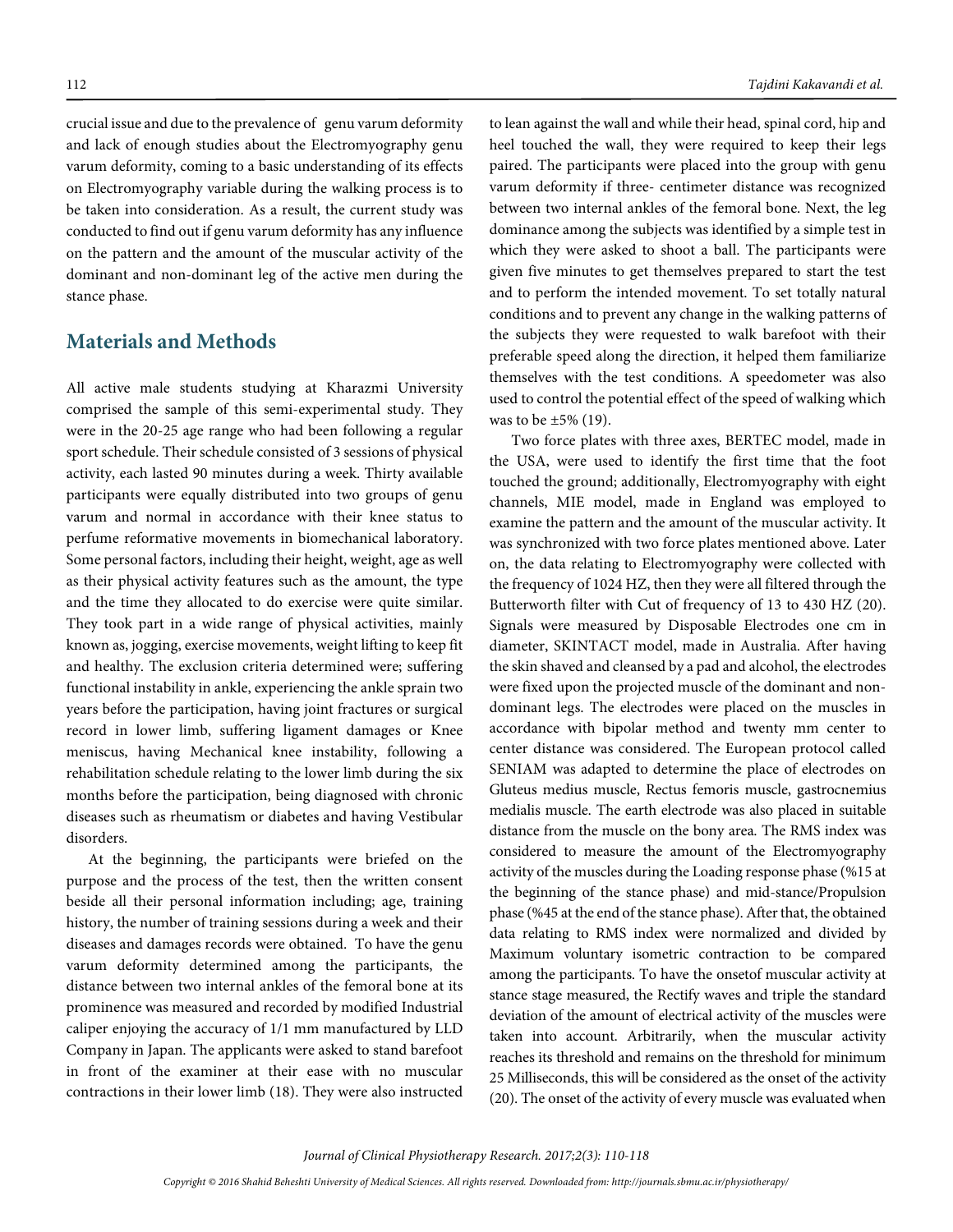crucial issue and due to the prevalence of genu varum deformity and lack of enough studies about the Electromyography genu varum deformity, coming to a basic understanding of its effects on Electromyography variable during the walking process is to be taken into consideration. As a result, the current study was conducted to find out if genu varum deformity has any influence on the pattern and the amount of the muscular activity of the dominant and non-dominant leg of the active men during the stance phase.

## Materials and Methods

All active male students studying at Kharazmi University comprised the sample of this semi-experimental study. They were in the 20-25 age range who had been following a regular sport schedule. Their schedule consisted of 3 sessions of physical activity, each lasted 90 minutes during a week. Thirty available participants were equally distributed into two groups of genu varum and normal in accordance with their knee status to perfume reformative movements in biomechanical laboratory. Some personal factors, including their height, weight, age as well as their physical activity features such as the amount, the type and the time they allocated to do exercise were quite similar. They took part in a wide range of physical activities, mainly known as, jogging, exercise movements, weight lifting to keep fit and healthy. The exclusion criteria determined were; suffering functional instability in ankle, experiencing the ankle sprain two years before the participation, having joint fractures or surgical record in lower limb, suffering ligament damages or Knee meniscus, having Mechanical knee instability, following a rehabilitation schedule relating to the lower limb during the six months before the participation, being diagnosed with chronic diseases such as rheumatism or diabetes and having Vestibular disorders.

At the beginning, the participants were briefed on the purpose and the process of the test, then the written consent beside all their personal information including; age, training history, the number of training sessions during a week and their diseases and damages records were obtained. To have the genu varum deformity determined among the participants, the distance between two internal ankles of the femoral bone at its prominence was measured and recorded by modified Industrial caliper enjoying the accuracy of 1/1 mm manufactured by LLD Company in Japan. The applicants were asked to stand barefoot in front of the examiner at their ease with no muscular contractions in their lower limb (18). They were also instructed to lean against the wall and while their head, spinal cord, hip and heel touched the wall, they were required to keep their legs paired. The participants were placed into the group with genu varum deformity if three- centimeter distance was recognized between two internal ankles of the femoral bone. Next, the leg dominance among the subjects was identified by a simple test in which they were asked to shoot a ball. The participants were given five minutes to get themselves prepared to start the test and to perform the intended movement. To set totally natural conditions and to prevent any change in the walking patterns of the subjects they were requested to walk barefoot with their preferable speed along the direction, it helped them familiarize themselves with the test conditions. A speedometer was also used to control the potential effect of the speed of walking which was to be ±5% (19).

Two force plates with three axes, BERTEC model, made in the USA, were used to identify the first time that the foot touched the ground; additionally, Electromyography with eight channels, MIE model, made in England was employed to examine the pattern and the amount of the muscular activity. It was synchronized with two force plates mentioned above. Later on, the data relating to Electromyography were collected with the frequency of 1024 HZ, then they were all filtered through the Butterworth filter with Cut of frequency of 13 to 430 HZ (20). Signals were measured by Disposable Electrodes one cm in diameter, SKINTACT model, made in Australia. After having the skin shaved and cleansed by a pad and alcohol, the electrodes were fixed upon the projected muscle of the dominant and non-dominant legs. The electrodes were placed on the muscles in accordance with bipolar method and twenty mm center to center distance was considered. The European protocol called SENIAM was adapted to determine the place of electrodes on Gluteus medius muscle, Rectus femoris muscle, gastrocnemius medialis muscle. The earth electrode was also placed in suitable distance from the muscle on the bony area. The RMS index was considered to measure the amount of the Electromyography activity of the muscles during the Loading response phase (%15 at the beginning of the stance phase) and mid-stance/Propulsion phase (%45 at the end of the stance phase). After that, the obtained data relating to RMS index were normalized and divided by Maximum voluntary isometric contraction to be compared among the participants. To have the onsetof muscular activity at stance stage measured, the Rectify waves and triple the standard deviation of the amount of electrical activity of the muscles were taken into account. Arbitrarily, when the muscular activity reaches its threshold and remains on the threshold for minimum 25 Milliseconds, this will be considered as the onset of the activity (20). The onset of the activity of every muscle was evaluated when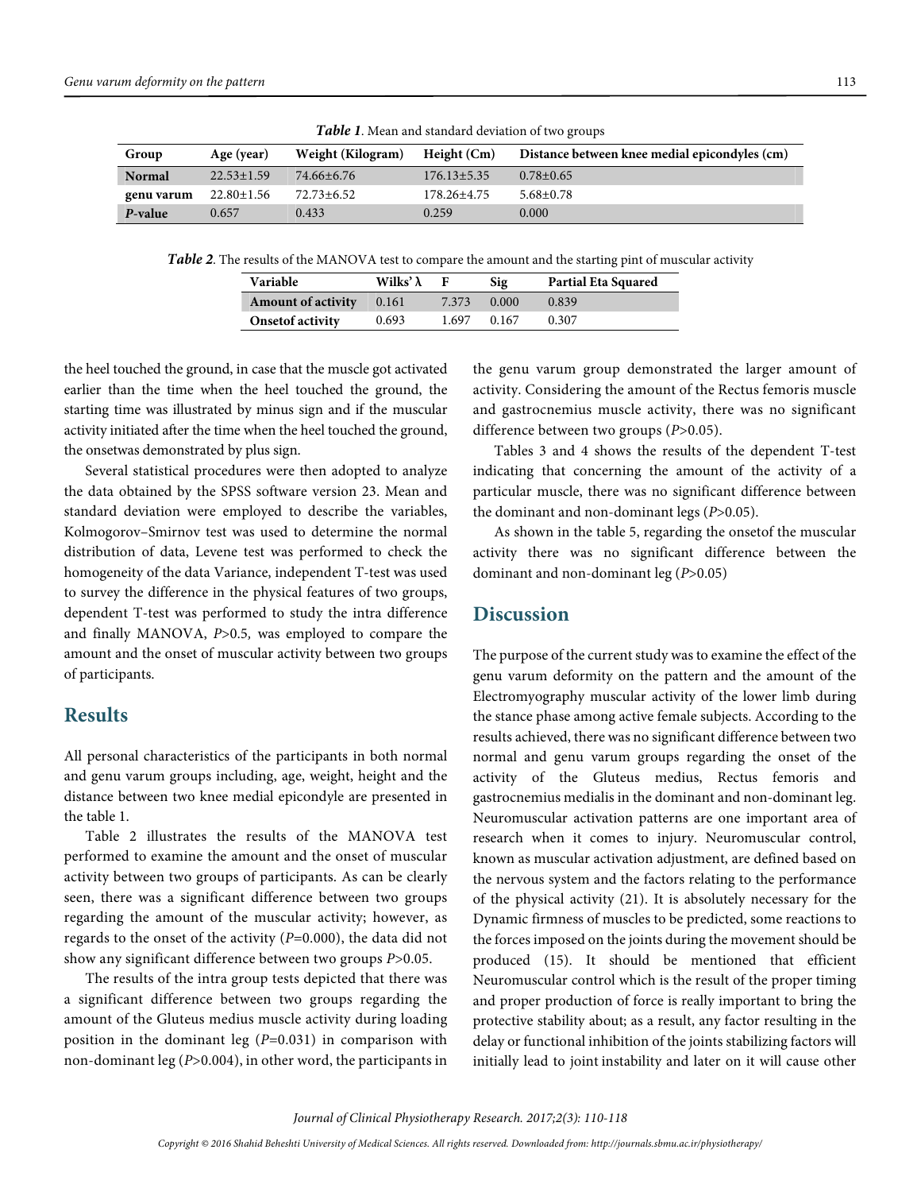*Table 1*. Mean and standard deviation of two groups

| Group | Age (year) | Weight (Kilogram) | Height (Cm) | Distance between knee medial epicondyles (cm) |
|---|---|---|---|---|
| **Normal** | 22.53±1.59 | 74.66±6.76 | 176.13±5.35 | 0.78±0.65 |
| **genu varum** | 22.80±1.56 | 72.73±6.52 | 178.26±4.75 | 5.68±0.78 |
| ***P*-value** | 0.657 | 0.433 | 0.259 | 0.000 |

*Table 2*. The results of the MANOVA test to compare the amount and the starting pint of muscular activity

| Variable | Wilks' λ | F | Sig | Partial Eta Squared |
|---|---|---|---|---|
| **Amount of activity** | 0.161 | 7.373 | 0.000 | 0.839 |
| **Onsetof activity** | 0.693 | 1.697 | 0.167 | 0.307 |

the heel touched the ground, in case that the muscle got activated earlier than the time when the heel touched the ground, the starting time was illustrated by minus sign and if the muscular activity initiated after the time when the heel touched the ground, the onsetwas demonstrated by plus sign.

Several statistical procedures were then adopted to analyze the data obtained by the SPSS software version 23. Mean and standard deviation were employed to describe the variables, Kolmogorov–Smirnov test was used to determine the normal distribution of data, Levene test was performed to check the homogeneity of the data Variance, independent T-test was used to survey the difference in the physical features of two groups, dependent T-test was performed to study the intra difference and finally MANOVA, $P>0.5$, was employed to compare the amount and the onset of muscular activity between two groups of participants.

## Results

All personal characteristics of the participants in both normal and genu varum groups including, age, weight, height and the distance between two knee medial epicondyle are presented in the table 1.

Table 2 illustrates the results of the MANOVA test performed to examine the amount and the onset of muscular activity between two groups of participants. As can be clearly seen, there was a significant difference between two groups regarding the amount of the muscular activity; however, as regards to the onset of the activity ($P=0.000$), the data did not show any significant difference between two groups $P>0.05$.

The results of the intra group tests depicted that there was a significant difference between two groups regarding the amount of the Gluteus medius muscle activity during loading position in the dominant leg ($P=0.031$) in comparison with non-dominant leg ($P>0.004$), in other word, the participants in the genu varum group demonstrated the larger amount of activity. Considering the amount of the Rectus femoris muscle and gastrocnemius muscle activity, there was no significant difference between two groups ($P>0.05$).

Tables 3 and 4 shows the results of the dependent T-test indicating that concerning the amount of the activity of a particular muscle, there was no significant difference between the dominant and non-dominant legs ($P>0.05$).

As shown in the table 5, regarding the onsetof the muscular activity there was no significant difference between the dominant and non-dominant leg ($P>0.05$)

## Discussion

The purpose of the current study was to examine the effect of the genu varum deformity on the pattern and the amount of the Electromyography muscular activity of the lower limb during the stance phase among active female subjects. According to the results achieved, there was no significant difference between two normal and genu varum groups regarding the onset of the activity of the Gluteus medius, Rectus femoris and gastrocnemius medialis in the dominant and non-dominant leg. Neuromuscular activation patterns are one important area of research when it comes to injury. Neuromuscular control, known as muscular activation adjustment, are defined based on the nervous system and the factors relating to the performance of the physical activity (21). It is absolutely necessary for the Dynamic firmness of muscles to be predicted, some reactions to the forces imposed on the joints during the movement should be produced (15). It should be mentioned that efficient Neuromuscular control which is the result of the proper timing and proper production of force is really important to bring the protective stability about; as a result, any factor resulting in the delay or functional inhibition of the joints stabilizing factors will initially lead to joint instability and later on it will cause other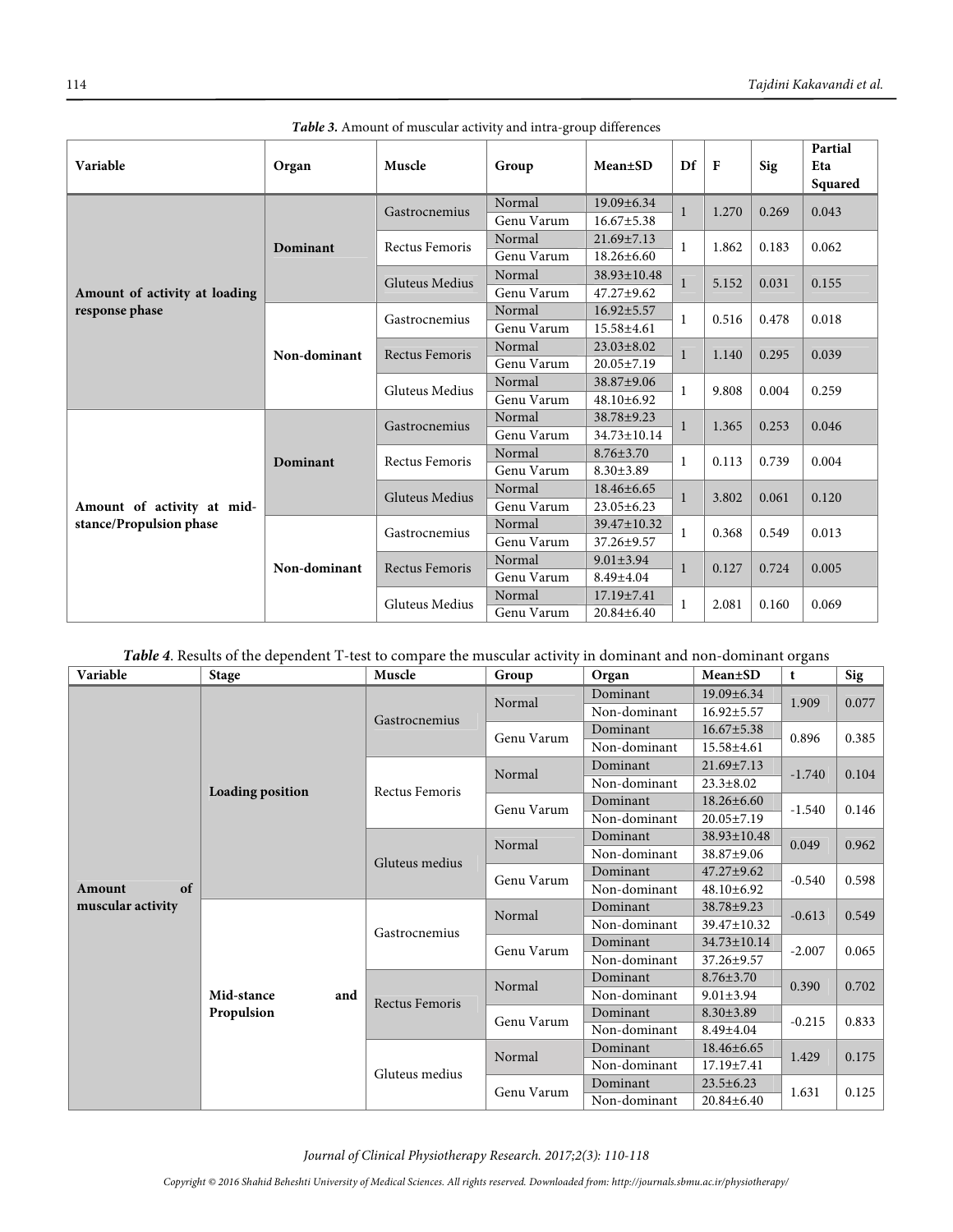***Table 3.*** Amount of muscular activity and intra-group differences

| Variable | Organ | Muscle | Group | Mean±SD | Df | F | Sig | Partial Eta Squared |
|---|---|---|---|---|---|---|---|---|
| Amount of activity at loading response phase | Dominant | Gastrocnemius | Normal | 19.09±6.34 | 1 | 1.270 | 0.269 | 0.043 |
| | | | Genu Varum | 16.67±5.38 | | | | |
| | | Rectus Femoris | Normal | 21.69±7.13 | 1 | 1.862 | 0.183 | 0.062 |
| | | | Genu Varum | 18.26±6.60 | | | | |
| | | Gluteus Medius | Normal | 38.93±10.48 | 1 | 5.152 | 0.031 | 0.155 |
| | | | Genu Varum | 47.27±9.62 | | | | |
| | Non-dominant | Gastrocnemius | Normal | 16.92±5.57 | 1 | 0.516 | 0.478 | 0.018 |
| | | | Genu Varum | 15.58±4.61 | | | | |
| | | Rectus Femoris | Normal | 23.03±8.02 | 1 | 1.140 | 0.295 | 0.039 |
| | | | Genu Varum | 20.05±7.19 | | | | |
| | | Gluteus Medius | Normal | 38.87±9.06 | 1 | 9.808 | 0.004 | 0.259 |
| | | | Genu Varum | 48.10±6.92 | | | | |
| Amount of activity at mid-stance/Propulsion phase | Dominant | Gastrocnemius | Normal | 38.78±9.23 | 1 | 1.365 | 0.253 | 0.046 |
| | | | Genu Varum | 34.73±10.14 | | | | |
| | | Rectus Femoris | Normal | 8.76±3.70 | 1 | 0.113 | 0.739 | 0.004 |
| | | | Genu Varum | 8.30±3.89 | | | | |
| | | Gluteus Medius | Normal | 18.46±6.65 | 1 | 3.802 | 0.061 | 0.120 |
| | | | Genu Varum | 23.05±6.23 | | | | |
| | Non-dominant | Gastrocnemius | Normal | 39.47±10.32 | 1 | 0.368 | 0.549 | 0.013 |
| | | | Genu Varum | 37.26±9.57 | | | | |
| | | Rectus Femoris | Normal | 9.01±3.94 | 1 | 0.127 | 0.724 | 0.005 |
| | | | Genu Varum | 8.49±4.04 | | | | |
| | | Gluteus Medius | Normal | 17.19±7.41 | 1 | 2.081 | 0.160 | 0.069 |
| | | | Genu Varum | 20.84±6.40 | | | | |

***Table 4***. Results of the dependent T-test to compare the muscular activity in dominant and non-dominant organs

| Variable | Stage | Muscle | Group | Organ | Mean±SD | t | Sig |
|---|---|---|---|---|---|---|---|
| Amount of muscular activity | Loading position | Gastrocnemius | Normal | Dominant | 19.09±6.34 | 1.909 | 0.077 |
| | | | | Non-dominant | 16.92±5.57 | | |
| | | | Genu Varum | Dominant | 16.67±5.38 | 0.896 | 0.385 |
| | | | | Non-dominant | 15.58±4.61 | | |
| | | Rectus Femoris | Normal | Dominant | 21.69±7.13 | -1.740 | 0.104 |
| | | | | Non-dominant | 23.3±8.02 | | |
| | | | Genu Varum | Dominant | 18.26±6.60 | -1.540 | 0.146 |
| | | | | Non-dominant | 20.05±7.19 | | |
| | | Gluteus medius | Normal | Dominant | 38.93±10.48 | 0.049 | 0.962 |
| | | | | Non-dominant | 38.87±9.06 | | |
| | | | Genu Varum | Dominant | 47.27±9.62 | -0.540 | 0.598 |
| | | | | Non-dominant | 48.10±6.92 | | |
| | Mid-stance and Propulsion | Gastrocnemius | Normal | Dominant | 38.78±9.23 | -0.613 | 0.549 |
| | | | | Non-dominant | 39.47±10.32 | | |
| | | | Genu Varum | Dominant | 34.73±10.14 | -2.007 | 0.065 |
| | | | | Non-dominant | 37.26±9.57 | | |
| | | Rectus Femoris | Normal | Dominant | 8.76±3.70 | 0.390 | 0.702 |
| | | | | Non-dominant | 9.01±3.94 | | |
| | | | Genu Varum | Dominant | 8.30±3.89 | -0.215 | 0.833 |
| | | | | Non-dominant | 8.49±4.04 | | |
| | | Gluteus medius | Normal | Dominant | 18.46±6.65 | 1.429 | 0.175 |
| | | | | Non-dominant | 17.19±7.41 | | |
| | | | Genu Varum | Dominant | 23.5±6.23 | 1.631 | 0.125 |
| | | | | Non-dominant | 20.84±6.40 | | |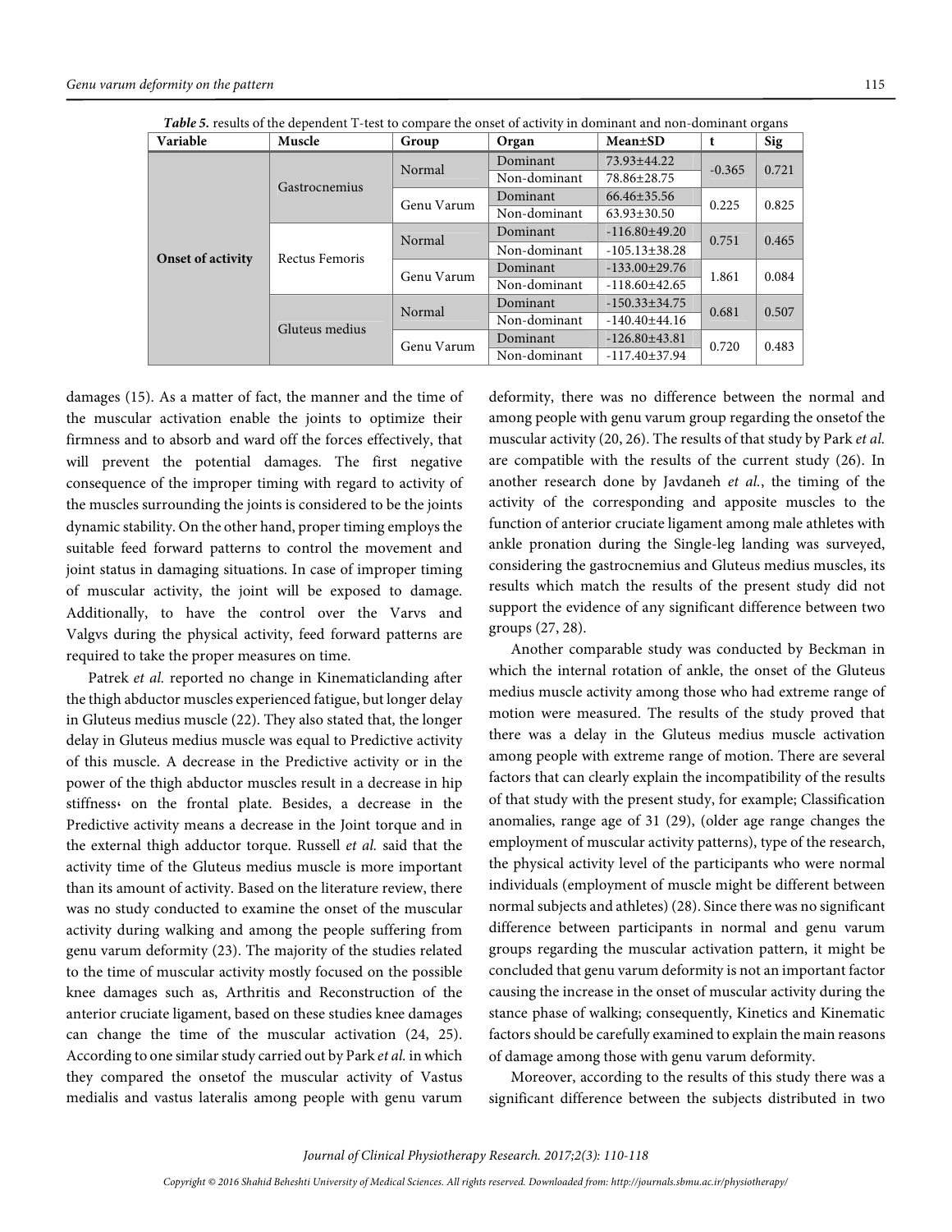***Table 5.*** results of the dependent T-test to compare the onset of activity in dominant and non-dominant organs

| Variable | Muscle | Group | Organ | Mean±SD | t | Sig |
|---|---|---|---|---|---|---|
| **Onset of activity** | Gastrocnemius | Normal | Dominant | 73.93±44.22 | -0.365 | 0.721 |
| | | | Non-dominant | 78.86±28.75 | | |
| | | Genu Varum | Dominant | 66.46±35.56 | 0.225 | 0.825 |
| | | | Non-dominant | 63.93±30.50 | | |
| | Rectus Femoris | Normal | Dominant | -116.80±49.20 | 0.751 | 0.465 |
| | | | Non-dominant | -105.13±38.28 | | |
| | | Genu Varum | Dominant | -133.00±29.76 | 1.861 | 0.084 |
| | | | Non-dominant | -118.60±42.65 | | |
| | Gluteus medius | Normal | Dominant | -150.33±34.75 | 0.681 | 0.507 |
| | | | Non-dominant | -140.40±44.16 | | |
| | | Genu Varum | Dominant | -126.80±43.81 | 0.720 | 0.483 |
| | | | Non-dominant | -117.40±37.94 | | |

damages (15). As a matter of fact, the manner and the time of the muscular activation enable the joints to optimize their firmness and to absorb and ward off the forces effectively, that will prevent the potential damages. The first negative consequence of the improper timing with regard to activity of the muscles surrounding the joints is considered to be the joints dynamic stability. On the other hand, proper timing employs the suitable feed forward patterns to control the movement and joint status in damaging situations. In case of improper timing of muscular activity, the joint will be exposed to damage. Additionally, to have the control over the Varvs and Valgvs during the physical activity, feed forward patterns are required to take the proper measures on time.

Patrek *et al.* reported no change in Kinematiclanding after the thigh abductor muscles experienced fatigue, but longer delay in Gluteus medius muscle (22). They also stated that, the longer delay in Gluteus medius muscle was equal to Predictive activity of this muscle. A decrease in the Predictive activity or in the power of the thigh abductor muscles result in a decrease in hip stiffness، on the frontal plate. Besides, a decrease in the Predictive activity means a decrease in the Joint torque and in the external thigh adductor torque. Russell *et al.* said that the activity time of the Gluteus medius muscle is more important than its amount of activity. Based on the literature review, there was no study conducted to examine the onset of the muscular activity during walking and among the people suffering from genu varum deformity (23). The majority of the studies related to the time of muscular activity mostly focused on the possible knee damages such as, Arthritis and Reconstruction of the anterior cruciate ligament, based on these studies knee damages can change the time of the muscular activation (24, 25). According to one similar study carried out by Park *et al.* in which they compared the onsetof the muscular activity of Vastus medialis and vastus lateralis among people with genu varum deformity, there was no difference between the normal and among people with genu varum group regarding the onsetof the muscular activity (20, 26). The results of that study by Park *et al.* are compatible with the results of the current study (26). In another research done by Javdaneh *et al.*, the timing of the activity of the corresponding and apposite muscles to the function of anterior cruciate ligament among male athletes with ankle pronation during the Single-leg landing was surveyed, considering the gastrocnemius and Gluteus medius muscles, its results which match the results of the present study did not support the evidence of any significant difference between two groups (27, 28).

Another comparable study was conducted by Beckman in which the internal rotation of ankle, the onset of the Gluteus medius muscle activity among those who had extreme range of motion were measured. The results of the study proved that there was a delay in the Gluteus medius muscle activation among people with extreme range of motion. There are several factors that can clearly explain the incompatibility of the results of that study with the present study, for example; Classification anomalies, range age of 31 (29), (older age range changes the employment of muscular activity patterns), type of the research, the physical activity level of the participants who were normal individuals (employment of muscle might be different between normal subjects and athletes) (28). Since there was no significant difference between participants in normal and genu varum groups regarding the muscular activation pattern, it might be concluded that genu varum deformity is not an important factor causing the increase in the onset of muscular activity during the stance phase of walking; consequently, Kinetics and Kinematic factors should be carefully examined to explain the main reasons of damage among those with genu varum deformity.

Moreover, according to the results of this study there was a significant difference between the subjects distributed in two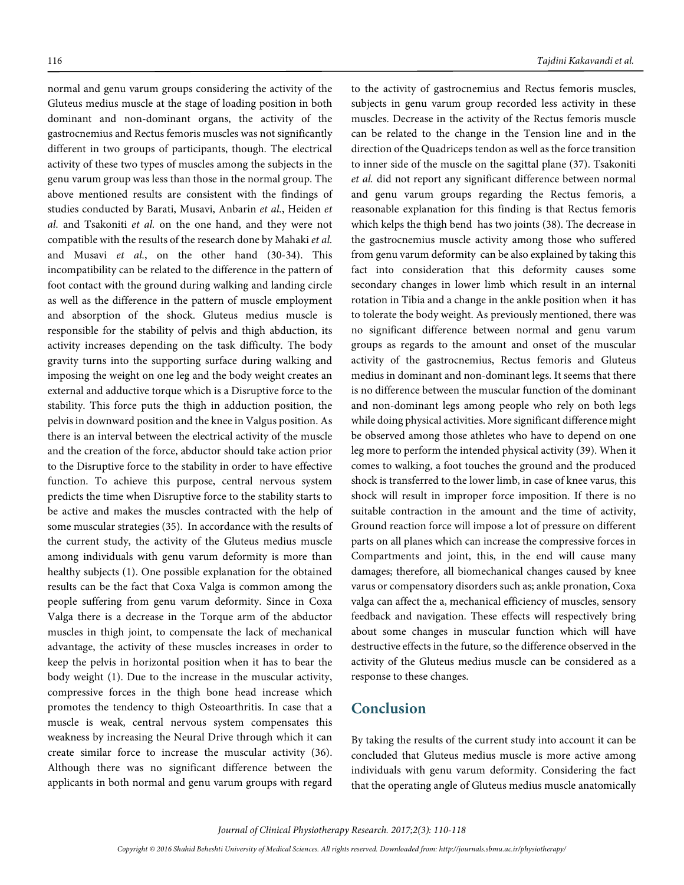normal and genu varum groups considering the activity of the Gluteus medius muscle at the stage of loading position in both dominant and non-dominant organs, the activity of the gastrocnemius and Rectus femoris muscles was not significantly different in two groups of participants, though. The electrical activity of these two types of muscles among the subjects in the genu varum group was less than those in the normal group. The above mentioned results are consistent with the findings of studies conducted by Barati, Musavi, Anbarin *et al.*, Heiden *et al.* and Tsakoniti *et al.* on the one hand, and they were not compatible with the results of the research done by Mahaki *et al.* and Musavi *et al.*, on the other hand (30-34). This incompatibility can be related to the difference in the pattern of foot contact with the ground during walking and landing circle as well as the difference in the pattern of muscle employment and absorption of the shock. Gluteus medius muscle is responsible for the stability of pelvis and thigh abduction, its activity increases depending on the task difficulty. The body gravity turns into the supporting surface during walking and imposing the weight on one leg and the body weight creates an external and adductive torque which is a Disruptive force to the stability. This force puts the thigh in adduction position, the pelvis in downward position and the knee in Valgus position. As there is an interval between the electrical activity of the muscle and the creation of the force, abductor should take action prior to the Disruptive force to the stability in order to have effective function. To achieve this purpose, central nervous system predicts the time when Disruptive force to the stability starts to be active and makes the muscles contracted with the help of some muscular strategies (35). In accordance with the results of the current study, the activity of the Gluteus medius muscle among individuals with genu varum deformity is more than healthy subjects (1). One possible explanation for the obtained results can be the fact that Coxa Valga is common among the people suffering from genu varum deformity. Since in Coxa Valga there is a decrease in the Torque arm of the abductor muscles in thigh joint, to compensate the lack of mechanical advantage, the activity of these muscles increases in order to keep the pelvis in horizontal position when it has to bear the body weight (1). Due to the increase in the muscular activity, compressive forces in the thigh bone head increase which promotes the tendency to thigh Osteoarthritis. In case that a muscle is weak, central nervous system compensates this weakness by increasing the Neural Drive through which it can create similar force to increase the muscular activity (36). Although there was no significant difference between the applicants in both normal and genu varum groups with regard to the activity of gastrocnemius and Rectus femoris muscles, subjects in genu varum group recorded less activity in these muscles. Decrease in the activity of the Rectus femoris muscle can be related to the change in the Tension line and in the direction of the Quadriceps tendon as well as the force transition to inner side of the muscle on the sagittal plane (37). Tsakoniti *et al.* did not report any significant difference between normal and genu varum groups regarding the Rectus femoris, a reasonable explanation for this finding is that Rectus femoris which kelps the thigh bend has two joints (38). The decrease in the gastrocnemius muscle activity among those who suffered from genu varum deformity can be also explained by taking this fact into consideration that this deformity causes some secondary changes in lower limb which result in an internal rotation in Tibia and a change in the ankle position when it has to tolerate the body weight. As previously mentioned, there was no significant difference between normal and genu varum groups as regards to the amount and onset of the muscular activity of the gastrocnemius, Rectus femoris and Gluteus medius in dominant and non-dominant legs. It seems that there is no difference between the muscular function of the dominant and non-dominant legs among people who rely on both legs while doing physical activities. More significant difference might be observed among those athletes who have to depend on one leg more to perform the intended physical activity (39). When it comes to walking, a foot touches the ground and the produced shock is transferred to the lower limb, in case of knee varus, this shock will result in improper force imposition. If there is no suitable contraction in the amount and the time of activity, Ground reaction force will impose a lot of pressure on different parts on all planes which can increase the compressive forces in Compartments and joint, this, in the end will cause many damages; therefore, all biomechanical changes caused by knee varus or compensatory disorders such as; ankle pronation, Coxa valga can affect the a, mechanical efficiency of muscles, sensory feedback and navigation. These effects will respectively bring about some changes in muscular function which will have destructive effects in the future, so the difference observed in the activity of the Gluteus medius muscle can be considered as a response to these changes.

## Conclusion

By taking the results of the current study into account it can be concluded that Gluteus medius muscle is more active among individuals with genu varum deformity. Considering the fact that the operating angle of Gluteus medius muscle anatomically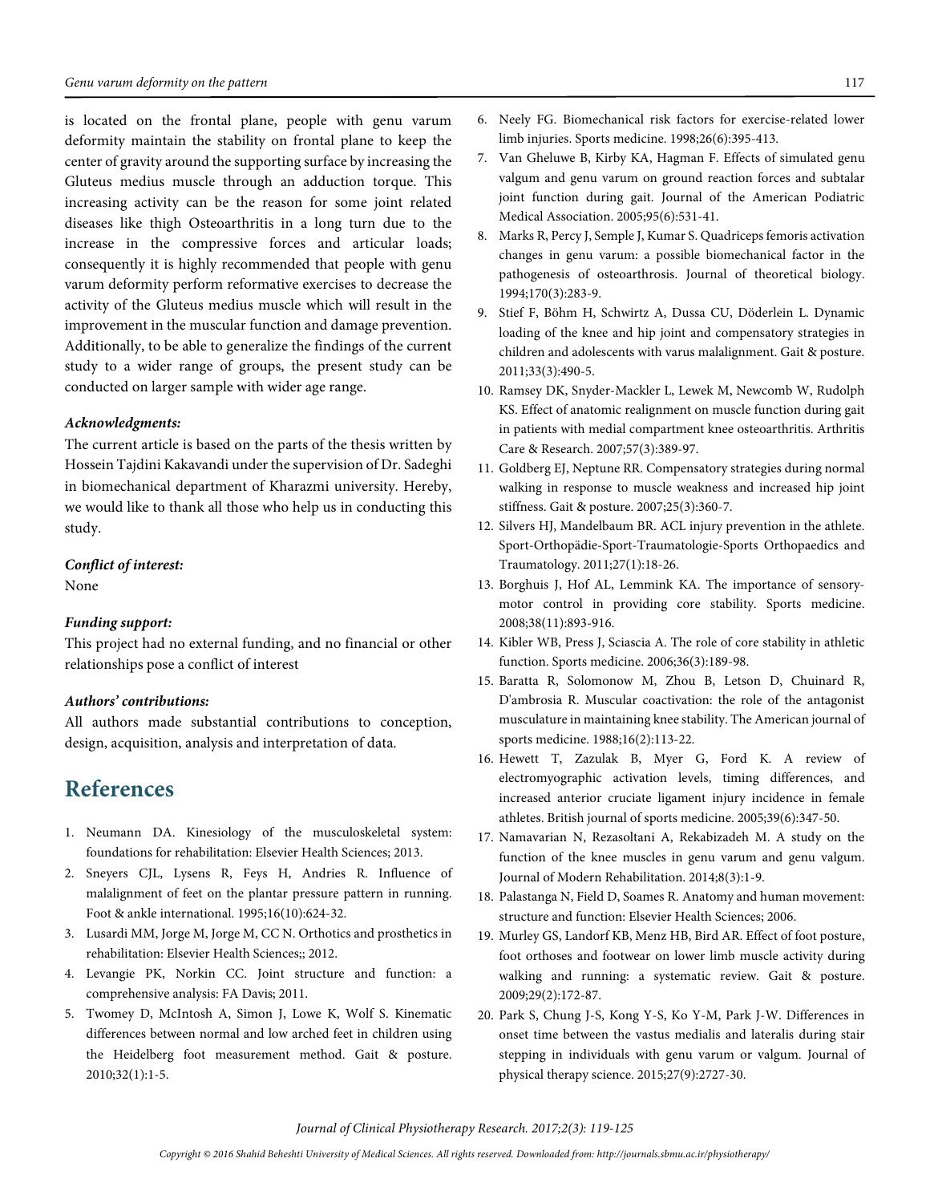is located on the frontal plane, people with genu varum deformity maintain the stability on frontal plane to keep the center of gravity around the supporting surface by increasing the Gluteus medius muscle through an adduction torque. This increasing activity can be the reason for some joint related diseases like thigh Osteoarthritis in a long turn due to the increase in the compressive forces and articular loads; consequently it is highly recommended that people with genu varum deformity perform reformative exercises to decrease the activity of the Gluteus medius muscle which will result in the improvement in the muscular function and damage prevention. Additionally, to be able to generalize the findings of the current study to a wider range of groups, the present study can be conducted on larger sample with wider age range.

***Acknowledgments:***

The current article is based on the parts of the thesis written by Hossein Tajdini Kakavandi under the supervision of Dr. Sadeghi in biomechanical department of Kharazmi university. Hereby, we would like to thank all those who help us in conducting this study.

***Conflict of interest:***

None

***Funding support:***

This project had no external funding, and no financial or other relationships pose a conflict of interest

***Authors' contributions:***

All authors made substantial contributions to conception, design, acquisition, analysis and interpretation of data.

# References

1. Neumann DA. Kinesiology of the musculoskeletal system: foundations for rehabilitation: Elsevier Health Sciences; 2013.
2. Sneyers CJL, Lysens R, Feys H, Andries R. Influence of malalignment of feet on the plantar pressure pattern in running. Foot & ankle international. 1995;16(10):624-32.
3. Lusardi MM, Jorge M, Jorge M, CC N. Orthotics and prosthetics in rehabilitation: Elsevier Health Sciences;; 2012.
4. Levangie PK, Norkin CC. Joint structure and function: a comprehensive analysis: FA Davis; 2011.
5. Twomey D, McIntosh A, Simon J, Lowe K, Wolf S. Kinematic differences between normal and low arched feet in children using the Heidelberg foot measurement method. Gait & posture. 2010;32(1):1-5.
6. Neely FG. Biomechanical risk factors for exercise-related lower limb injuries. Sports medicine. 1998;26(6):395-413.
7. Van Gheluwe B, Kirby KA, Hagman F. Effects of simulated genu valgum and genu varum on ground reaction forces and subtalar joint function during gait. Journal of the American Podiatric Medical Association. 2005;95(6):531-41.
8. Marks R, Percy J, Semple J, Kumar S. Quadriceps femoris activation changes in genu varum: a possible biomechanical factor in the pathogenesis of osteoarthrosis. Journal of theoretical biology. 1994;170(3):283-9.
9. Stief F, Böhm H, Schwirtz A, Dussa CU, Döderlein L. Dynamic loading of the knee and hip joint and compensatory strategies in children and adolescents with varus malalignment. Gait & posture. 2011;33(3):490-5.
10. Ramsey DK, Snyder-Mackler L, Lewek M, Newcomb W, Rudolph KS. Effect of anatomic realignment on muscle function during gait in patients with medial compartment knee osteoarthritis. Arthritis Care & Research. 2007;57(3):389-97.
11. Goldberg EJ, Neptune RR. Compensatory strategies during normal walking in response to muscle weakness and increased hip joint stiffness. Gait & posture. 2007;25(3):360-7.
12. Silvers HJ, Mandelbaum BR. ACL injury prevention in the athlete. Sport-Orthopädie-Sport-Traumatologie-Sports Orthopaedics and Traumatology. 2011;27(1):18-26.
13. Borghuis J, Hof AL, Lemmink KA. The importance of sensory-motor control in providing core stability. Sports medicine. 2008;38(11):893-916.
14. Kibler WB, Press J, Sciascia A. The role of core stability in athletic function. Sports medicine. 2006;36(3):189-98.
15. Baratta R, Solomonow M, Zhou B, Letson D, Chuinard R, D'ambrosia R. Muscular coactivation: the role of the antagonist musculature in maintaining knee stability. The American journal of sports medicine. 1988;16(2):113-22.
16. Hewett T, Zazulak B, Myer G, Ford K. A review of electromyographic activation levels, timing differences, and increased anterior cruciate ligament injury incidence in female athletes. British journal of sports medicine. 2005;39(6):347-50.
17. Namavarian N, Rezasoltani A, Rekabizadeh M. A study on the function of the knee muscles in genu varum and genu valgum. Journal of Modern Rehabilitation. 2014;8(3):1-9.
18. Palastanga N, Field D, Soames R. Anatomy and human movement: structure and function: Elsevier Health Sciences; 2006.
19. Murley GS, Landorf KB, Menz HB, Bird AR. Effect of foot posture, foot orthoses and footwear on lower limb muscle activity during walking and running: a systematic review. Gait & posture. 2009;29(2):172-87.
20. Park S, Chung J-S, Kong Y-S, Ko Y-M, Park J-W. Differences in onset time between the vastus medialis and lateralis during stair stepping in individuals with genu varum or valgum. Journal of physical therapy science. 2015;27(9):2727-30.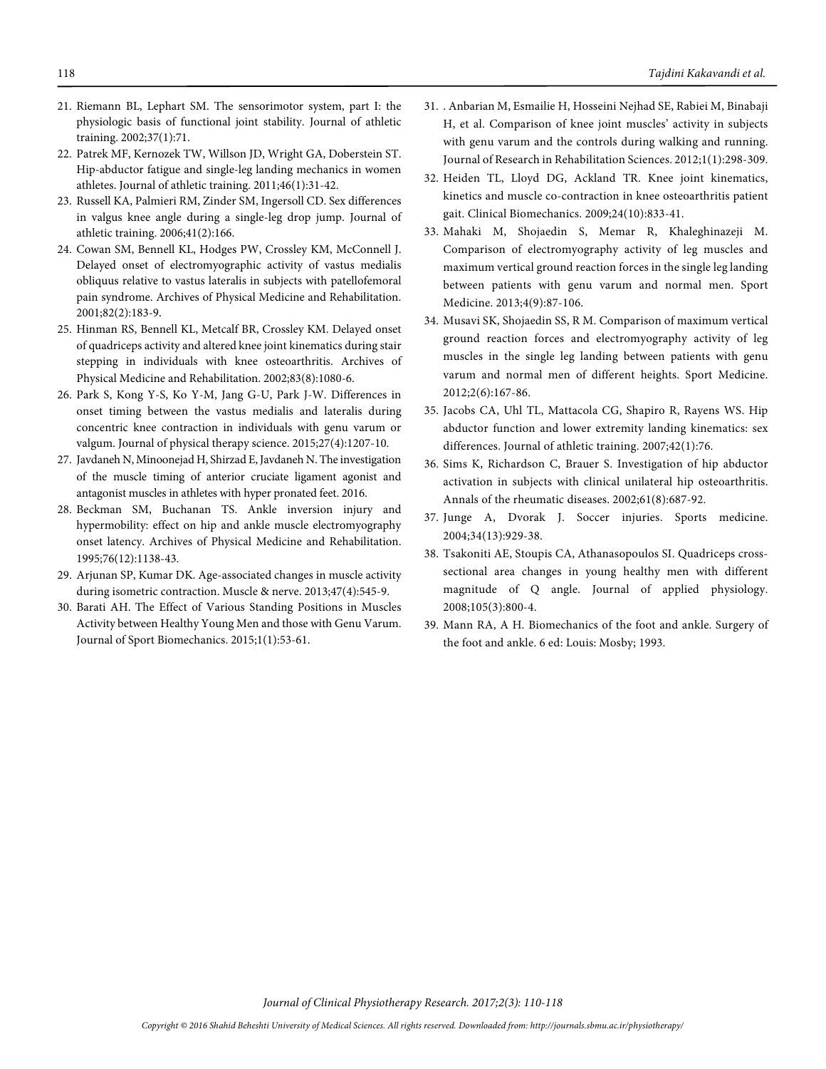21. Riemann BL, Lephart SM. The sensorimotor system, part I: the physiologic basis of functional joint stability. Journal of athletic training. 2002;37(1):71.
22. Patrek MF, Kernozek TW, Willson JD, Wright GA, Doberstein ST. Hip-abductor fatigue and single-leg landing mechanics in women athletes. Journal of athletic training. 2011;46(1):31-42.
23. Russell KA, Palmieri RM, Zinder SM, Ingersoll CD. Sex differences in valgus knee angle during a single-leg drop jump. Journal of athletic training. 2006;41(2):166.
24. Cowan SM, Bennell KL, Hodges PW, Crossley KM, McConnell J. Delayed onset of electromyographic activity of vastus medialis obliquus relative to vastus lateralis in subjects with patellofemoral pain syndrome. Archives of Physical Medicine and Rehabilitation. 2001;82(2):183-9.
25. Hinman RS, Bennell KL, Metcalf BR, Crossley KM. Delayed onset of quadriceps activity and altered knee joint kinematics during stair stepping in individuals with knee osteoarthritis. Archives of Physical Medicine and Rehabilitation. 2002;83(8):1080-6.
26. Park S, Kong Y-S, Ko Y-M, Jang G-U, Park J-W. Differences in onset timing between the vastus medialis and lateralis during concentric knee contraction in individuals with genu varum or valgum. Journal of physical therapy science. 2015;27(4):1207-10.
27. Javdaneh N, Minoonejad H, Shirzad E, Javdaneh N. The investigation of the muscle timing of anterior cruciate ligament agonist and antagonist muscles in athletes with hyper pronated feet. 2016.
28. Beckman SM, Buchanan TS. Ankle inversion injury and hypermobility: effect on hip and ankle muscle electromyography onset latency. Archives of Physical Medicine and Rehabilitation. 1995;76(12):1138-43.
29. Arjunan SP, Kumar DK. Age-associated changes in muscle activity during isometric contraction. Muscle & nerve. 2013;47(4):545-9.
30. Barati AH. The Effect of Various Standing Positions in Muscles Activity between Healthy Young Men and those with Genu Varum. Journal of Sport Biomechanics. 2015;1(1):53-61.
31. . Anbarian M, Esmailie H, Hosseini Nejhad SE, Rabiei M, Binabaji H, et al. Comparison of knee joint muscles' activity in subjects with genu varum and the controls during walking and running. Journal of Research in Rehabilitation Sciences. 2012;1(1):298-309.
32. Heiden TL, Lloyd DG, Ackland TR. Knee joint kinematics, kinetics and muscle co-contraction in knee osteoarthritis patient gait. Clinical Biomechanics. 2009;24(10):833-41.
33. Mahaki M, Shojaedin S, Memar R, Khaleghinazeji M. Comparison of electromyography activity of leg muscles and maximum vertical ground reaction forces in the single leg landing between patients with genu varum and normal men. Sport Medicine. 2013;4(9):87-106.
34. Musavi SK, Shojaedin SS, R M. Comparison of maximum vertical ground reaction forces and electromyography activity of leg muscles in the single leg landing between patients with genu varum and normal men of different heights. Sport Medicine. 2012;2(6):167-86.
35. Jacobs CA, Uhl TL, Mattacola CG, Shapiro R, Rayens WS. Hip abductor function and lower extremity landing kinematics: sex differences. Journal of athletic training. 2007;42(1):76.
36. Sims K, Richardson C, Brauer S. Investigation of hip abductor activation in subjects with clinical unilateral hip osteoarthritis. Annals of the rheumatic diseases. 2002;61(8):687-92.
37. Junge A, Dvorak J. Soccer injuries. Sports medicine. 2004;34(13):929-38.
38. Tsakoniti AE, Stoupis CA, Athanasopoulos SI. Quadriceps cross-sectional area changes in young healthy men with different magnitude of Q angle. Journal of applied physiology. 2008;105(3):800-4.
39. Mann RA, A H. Biomechanics of the foot and ankle. Surgery of the foot and ankle. 6 ed: Louis: Mosby; 1993.